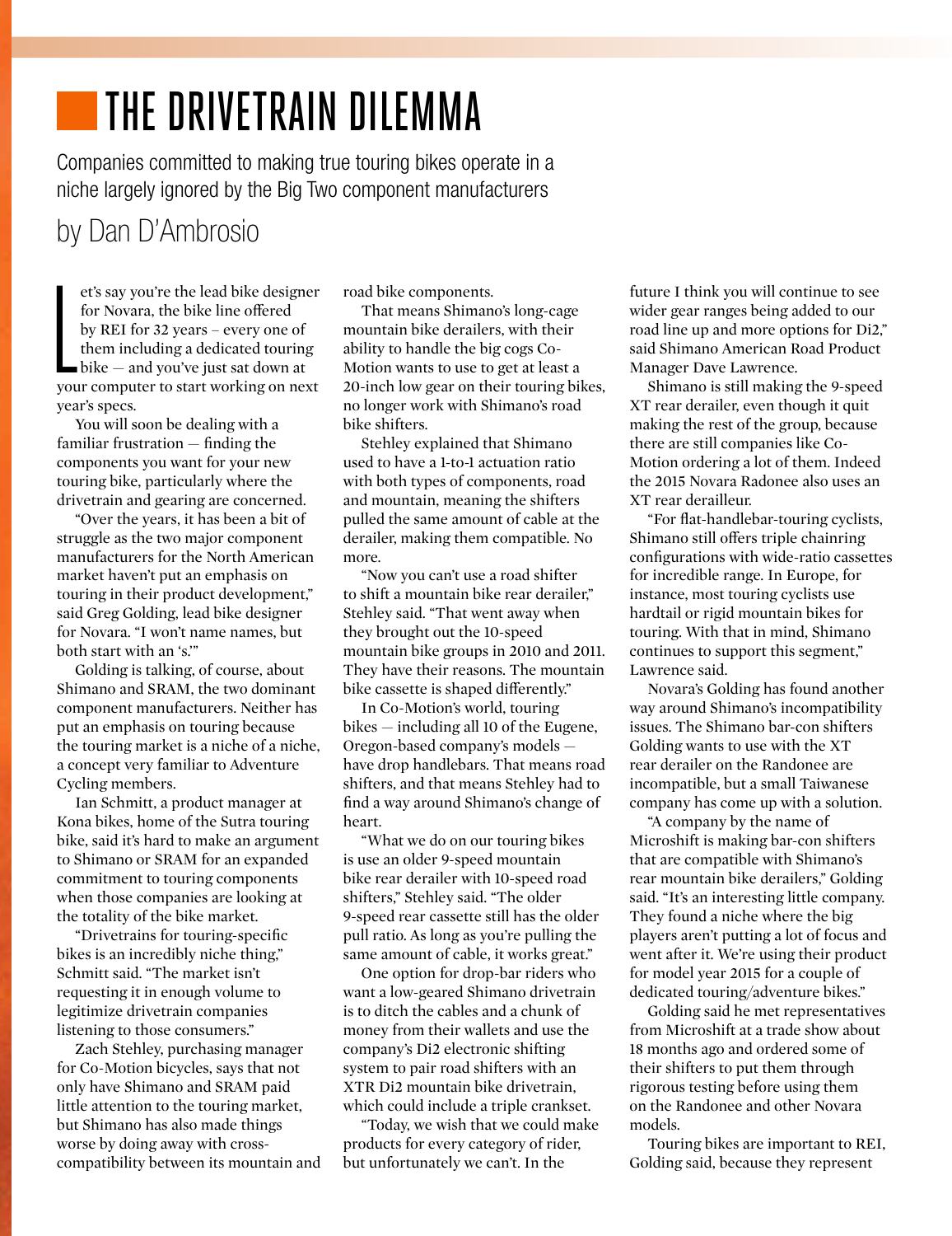# THE DRIVETRAIN DILEMMA

Companies committed to making true touring bikes operate in a niche largely ignored by the Big Two component manufacturers

by Dan D'Ambrosio

Let's say you're the lead bike designer for Novara, the bike line offered by REI for 32 years – every one of them including a dedicated touring bike — and you've just sat down at your computer to start working on next year's specs.

You will soon be dealing with a familiar frustration — finding the components you want for your new touring bike, particularly where the drivetrain and gearing are concerned.

"Over the years, it has been a bit of struggle as the two major component manufacturers for the North American market haven't put an emphasis on touring in their product development," said Greg Golding, lead bike designer for Novara. "I won't name names, but both start with an 's.'"

Golding is talking, of course, about Shimano and SRAM, the two dominant component manufacturers. Neither has put an emphasis on touring because the touring market is a niche of a niche, a concept very familiar to Adventure Cycling members.

Ian Schmitt, a product manager at Kona bikes, home of the Sutra touring bike, said it's hard to make an argument to Shimano or SRAM for an expanded commitment to touring components when those companies are looking at the totality of the bike market.

"Drivetrains for touring-specific bikes is an incredibly niche thing," Schmitt said. "The market isn't requesting it in enough volume to legitimize drivetrain companies listening to those consumers."

Zach Stehley, purchasing manager for Co-Motion bicycles, says that not only have Shimano and SRAM paid little attention to the touring market, but Shimano has also made things worse by doing away with cross-compatibility between its mountain and road bike components.

That means Shimano's long-cage mountain bike derailers, with their ability to handle the big cogs Co-Motion wants to use to get at least a 20-inch low gear on their touring bikes, no longer work with Shimano's road bike shifters.

Stehley explained that Shimano used to have a 1-to-1 actuation ratio with both types of components, road and mountain, meaning the shifters pulled the same amount of cable at the derailer, making them compatible. No more.

"Now you can't use a road shifter to shift a mountain bike rear derailer," Stehley said. "That went away when they brought out the 10-speed mountain bike groups in 2010 and 2011. They have their reasons. The mountain bike cassette is shaped differently."

In Co-Motion's world, touring bikes — including all 10 of the Eugene, Oregon-based company's models — have drop handlebars. That means road shifters, and that means Stehley had to find a way around Shimano's change of heart.

"What we do on our touring bikes is use an older 9-speed mountain bike rear derailer with 10-speed road shifters," Stehley said. "The older 9-speed rear cassette still has the older pull ratio. As long as you're pulling the same amount of cable, it works great."

One option for drop-bar riders who want a low-geared Shimano drivetrain is to ditch the cables and a chunk of money from their wallets and use the company's Di2 electronic shifting system to pair road shifters with an XTR Di2 mountain bike drivetrain, which could include a triple crankset.

"Today, we wish that we could make products for every category of rider, but unfortunately we can't. In the future I think you will continue to see wider gear ranges being added to our road line up and more options for Di2," said Shimano American Road Product Manager Dave Lawrence.

Shimano is still making the 9-speed XT rear derailer, even though it quit making the rest of the group, because there are still companies like Co-Motion ordering a lot of them. Indeed the 2015 Novara Radonee also uses an XT rear derailleur.

"For flat-handlebar-touring cyclists, Shimano still offers triple chainring configurations with wide-ratio cassettes for incredible range. In Europe, for instance, most touring cyclists use hardtail or rigid mountain bikes for touring. With that in mind, Shimano continues to support this segment," Lawrence said.

Novara's Golding has found another way around Shimano's incompatibility issues. The Shimano bar-con shifters Golding wants to use with the XT rear derailer on the Randonee are incompatible, but a small Taiwanese company has come up with a solution.

"A company by the name of Microshift is making bar-con shifters that are compatible with Shimano's rear mountain bike derailers," Golding said. "It's an interesting little company. They found a niche where the big players aren't putting a lot of focus and went after it. We're using their product for model year 2015 for a couple of dedicated touring/adventure bikes."

Golding said he met representatives from Microshift at a trade show about 18 months ago and ordered some of their shifters to put them through rigorous testing before using them on the Randonee and other Novara models.

Touring bikes are important to REI, Golding said, because they represent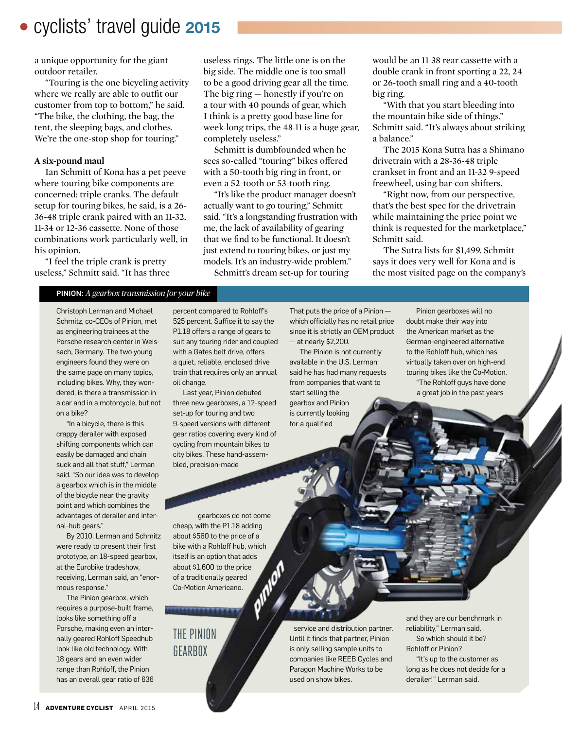a unique opportunity for the giant outdoor retailer.

"Touring is the one bicycling activity where we really are able to outfit our customer from top to bottom," he said. "The bike, the clothing, the bag, the tent, the sleeping bags, and clothes. We're the one-stop shop for touring."

**A six-pound maul**

Ian Schmitt of Kona has a pet peeve where touring bike components are concerned: triple cranks. The default setup for touring bikes, he said, is a 26-36-48 triple crank paired with an 11-32, 11-34 or 12-36 cassette. None of those combinations work particularly well, in his opinion.

"I feel the triple crank is pretty useless," Schmitt said. "It has three useless rings. The little one is on the big side. The middle one is too small to be a good driving gear all the time. The big ring — honestly if you're on a tour with 40 pounds of gear, which I think is a pretty good base line for week-long trips, the 48-11 is a huge gear, completely useless."

Schmitt is dumbfounded when he sees so-called "touring" bikes offered with a 50-tooth big ring in front, or even a 52-tooth or 53-tooth ring.

"It's like the product manager doesn't actually want to go touring," Schmitt said. "It's a longstanding frustration with me, the lack of availability of gearing that we find to be functional. It doesn't just extend to touring bikes, or just my models. It's an industry-wide problem."

Schmitt's dream set-up for touring would be an 11-38 rear cassette with a double crank in front sporting a 22, 24 or 26-tooth small ring and a 40-tooth big ring.

"With that you start bleeding into the mountain bike side of things," Schmitt said. "It's always about striking a balance."

The 2015 Kona Sutra has a Shimano drivetrain with a 28-36-48 triple crankset in front and an 11-32 9-speed freewheel, using bar-con shifters.

"Right now, from our perspective, that's the best spec for the drivetrain while maintaining the price point we think is requested for the marketplace," Schmitt said.

The Sutra lists for $1,499. Schmitt says it does very well for Kona and is the most visited page on the company's

**PINION:** *A gearbox transmission for your bike*

Christoph Lerman and Michael Schmitz, co-CEOs of Pinion, met as engineering trainees at the Porsche research center in Weissach, Germany. The two young engineers found they were on the same page on many topics, including bikes. Why, they wondered, is there a transmission in a car and in a motorcycle, but not on a bike?

"In a bicycle, there is this crappy derailer with exposed shifting components which can easily be damaged and chain suck and all that stuff," Lerman said. "So our idea was to develop a gearbox which is in the middle of the bicycle near the gravity point and which combines the advantages of derailer and internal-hub gears."

By 2010, Lerman and Schmitz were ready to present their first prototype, an 18-speed gearbox, at the Eurobike tradeshow, receiving, Lerman said, an "enormous response."

The Pinion gearbox, which requires a purpose-built frame, looks like something off a Porsche, making even an internally geared Rohloff Speedhub look like old technology. With 18 gears and an even wider range than Rohloff, the Pinion has an overall gear ratio of 636 percent compared to Rohloff's 525 percent. Suffice it to say the P1.18 offers a range of gears to suit any touring rider and coupled with a Gates belt drive, offers a quiet, reliable, enclosed drive train that requires only an annual oil change.

Last year, Pinion debuted three new gearboxes, a 12-speed set-up for touring and two 9-speed versions with different gear ratios covering every kind of cycling from mountain bikes to city bikes. These hand-assembled, precision-made gearboxes do not come cheap, with the P1.18 adding about $560 to the price of a bike with a Rohloff hub, which itself is an option that adds about $1,600 to the price of a traditionally geared Co-Motion Americano.

That puts the price of a Pinion — which officially has no retail price since it is strictly an OEM product — at nearly $2,200.

The Pinion is not currently available in the U.S. Lerman said he has had many requests from companies that want to start selling the gearbox and Pinion is currently looking for a qualified service and distribution partner. Until it finds that partner, Pinion is only selling sample units to companies like REEB Cycles and Paragon Machine Works to be used on show bikes.

Pinion gearboxes will no doubt make their way into the American market as the German-engineered alternative to the Rohloff hub, which has virtually taken over on high-end touring bikes like the Co-Motion.

"The Rohloff guys have done a great job in the past years and they are our benchmark in reliability," Lerman said.

So which should it be? Rohloff or Pinion?

"It's up to the customer as long as he does not decide for a derailer!" Lerman said.

THE PINION GEARBOX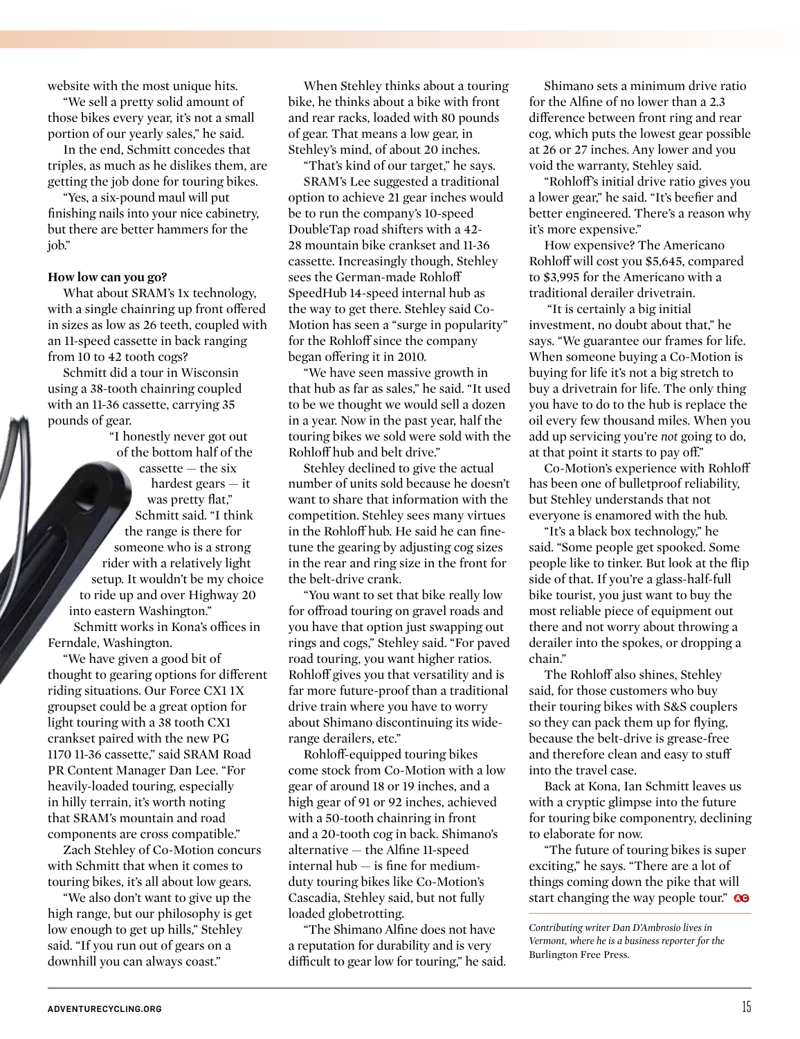website with the most unique hits.

"We sell a pretty solid amount of those bikes every year, it's not a small portion of our yearly sales," he said.

In the end, Schmitt concedes that triples, as much as he dislikes them, are getting the job done for touring bikes.

"Yes, a six-pound maul will put finishing nails into your nice cabinetry, but there are better hammers for the job."

**How low can you go?**

What about SRAM's 1x technology, with a single chainring up front offered in sizes as low as 26 teeth, coupled with an 11-speed cassette in back ranging from 10 to 42 tooth cogs?

Schmitt did a tour in Wisconsin using a 38-tooth chainring coupled with an 11-36 cassette, carrying 35 pounds of gear.

"I honestly never got out of the bottom half of the cassette — the six hardest gears — it was pretty flat," Schmitt said. "I think the range is there for someone who is a strong rider with a relatively light setup. It wouldn't be my choice to ride up and over Highway 20 into eastern Washington."

Schmitt works in Kona's offices in Ferndale, Washington.

"We have given a good bit of thought to gearing options for different riding situations. Our Force CX1 1X groupset could be a great option for light touring with a 38 tooth CX1 crankset paired with the new PG 1170 11-36 cassette," said SRAM Road PR Content Manager Dan Lee. "For heavily-loaded touring, especially in hilly terrain, it's worth noting that SRAM's mountain and road components are cross compatible."

Zach Stehley of Co-Motion concurs with Schmitt that when it comes to touring bikes, it's all about low gears.

"We also don't want to give up the high range, but our philosophy is get low enough to get up hills," Stehley said. "If you run out of gears on a downhill you can always coast."

When Stehley thinks about a touring bike, he thinks about a bike with front and rear racks, loaded with 80 pounds of gear. That means a low gear, in Stehley's mind, of about 20 inches.

"That's kind of our target," he says.

SRAM's Lee suggested a traditional option to achieve 21 gear inches would be to run the company's 10-speed DoubleTap road shifters with a 42-28 mountain bike crankset and 11-36 cassette. Increasingly though, Stehley sees the German-made Rohloff SpeedHub 14-speed internal hub as the way to get there. Stehley said Co-Motion has seen a "surge in popularity" for the Rohloff since the company began offering it in 2010.

"We have seen massive growth in that hub as far as sales," he said. "It used to be we thought we would sell a dozen in a year. Now in the past year, half the touring bikes we sold were sold with the Rohloff hub and belt drive."

Stehley declined to give the actual number of units sold because he doesn't want to share that information with the competition. Stehley sees many virtues in the Rohloff hub. He said he can fine-tune the gearing by adjusting cog sizes in the rear and ring size in the front for the belt-drive crank.

"You want to set that bike really low for offroad touring on gravel roads and you have that option just swapping out rings and cogs," Stehley said. "For paved road touring, you want higher ratios. Rohloff gives you that versatility and is far more future-proof than a traditional drive train where you have to worry about Shimano discontinuing its wide-range derailers, etc."

Rohloff-equipped touring bikes come stock from Co-Motion with a low gear of around 18 or 19 inches, and a high gear of 91 or 92 inches, achieved with a 50-tooth chainring in front and a 20-tooth cog in back. Shimano's alternative — the Alfine 11-speed internal hub — is fine for medium-duty touring bikes like Co-Motion's Cascadia, Stehley said, but not fully loaded globetrotting.

"The Shimano Alfine does not have a reputation for durability and is very difficult to gear low for touring," he said.

Shimano sets a minimum drive ratio for the Alfine of no lower than a 2.3 difference between front ring and rear cog, which puts the lowest gear possible at 26 or 27 inches. Any lower and you void the warranty, Stehley said.

"Rohloff's initial drive ratio gives you a lower gear," he said. "It's beefier and better engineered. There's a reason why it's more expensive."

How expensive? The Americano Rohloff will cost you $5,645, compared to $3,995 for the Americano with a traditional derailer drivetrain.

"It is certainly a big initial investment, no doubt about that," he says. "We guarantee our frames for life. When someone buying a Co-Motion is buying for life it's not a big stretch to buy a drivetrain for life. The only thing you have to do to the hub is replace the oil every few thousand miles. When you add up servicing you're *not* going to do, at that point it starts to pay off."

Co-Motion's experience with Rohloff has been one of bulletproof reliability, but Stehley understands that not everyone is enamored with the hub.

"It's a black box technology," he said. "Some people get spooked. Some people like to tinker. But look at the flip side of that. If you're a glass-half-full bike tourist, you just want to buy the most reliable piece of equipment out there and not worry about throwing a derailer into the spokes, or dropping a chain."

The Rohloff also shines, Stehley said, for those customers who buy their touring bikes with S&S couplers so they can pack them up for flying, because the belt-drive is grease-free and therefore clean and easy to stuff into the travel case.

Back at Kona, Ian Schmitt leaves us with a cryptic glimpse into the future for touring bike componentry, declining to elaborate for now.

"The future of touring bikes is super exciting," he says. "There are a lot of things coming down the pike that will start changing the way people tour."

*Contributing writer Dan D'Ambrosio lives in Vermont, where he is a business reporter for the* Burlington Free Press.